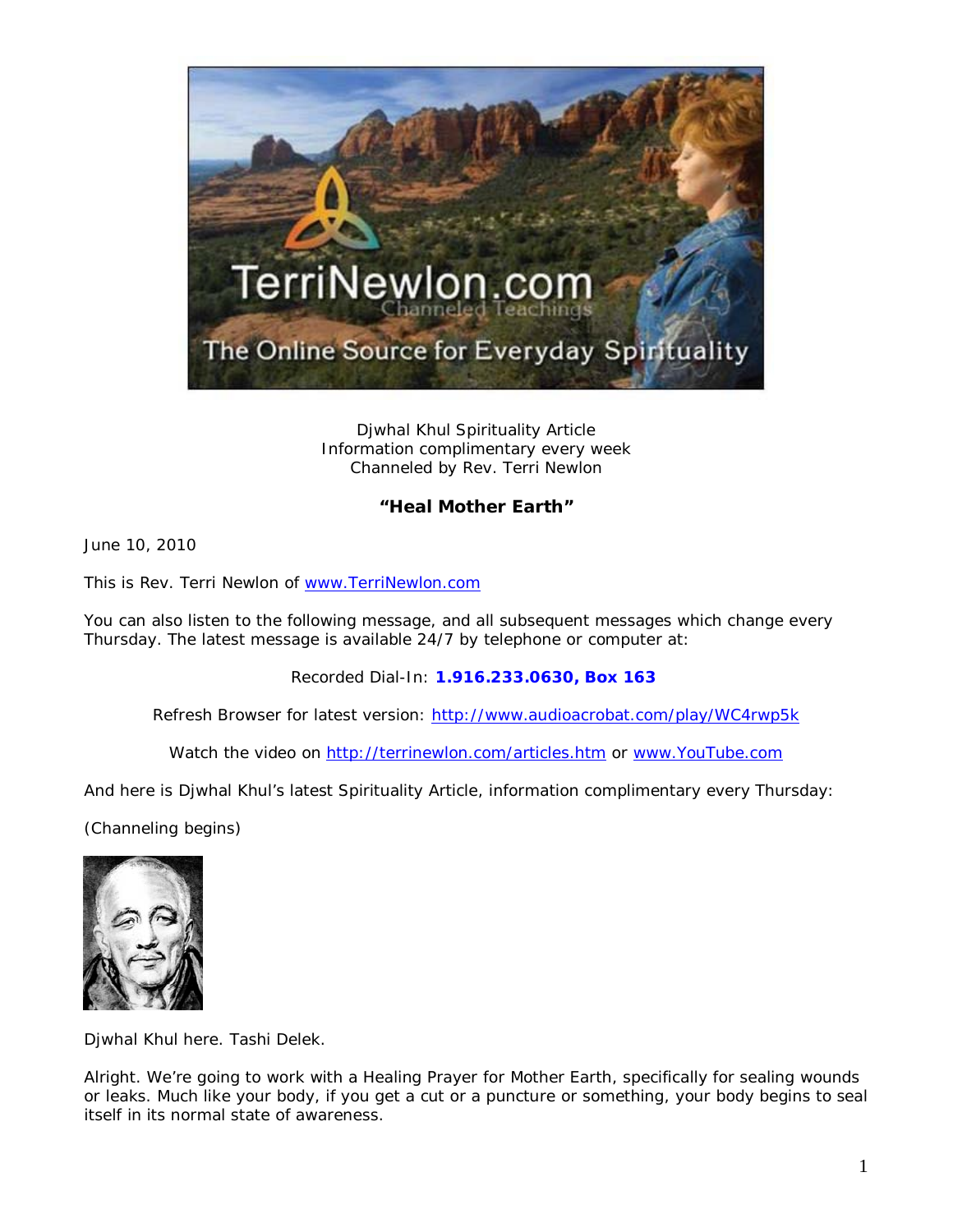Djwhal Khul Spirituality Article
Information complimentary every week
Channeled by Rev. Terri Newlon

**"Heal Mother Earth"**

June 10, 2010

This is Rev. Terri Newlon of www.TerriNewlon.com

You can also listen to the following message, and all subsequent messages which change every Thursday. The latest message is available 24/7 by telephone or computer at:

Recorded Dial-In: **1.916.233.0630, Box 163**

Refresh Browser for latest version: http://www.audioacrobat.com/play/WC4rwp5k

Watch the video on http://terrinewlon.com/articles.htm or www.YouTube.com

And here is Djwhal Khul's latest Spirituality Article, information complimentary every Thursday:

(Channeling begins)

Djwhal Khul here. Tashi Delek.

Alright. We're going to work with a Healing Prayer for Mother Earth, specifically for sealing wounds or leaks. Much like your body, if you get a cut or a puncture or something, your body begins to seal itself in its normal state of awareness.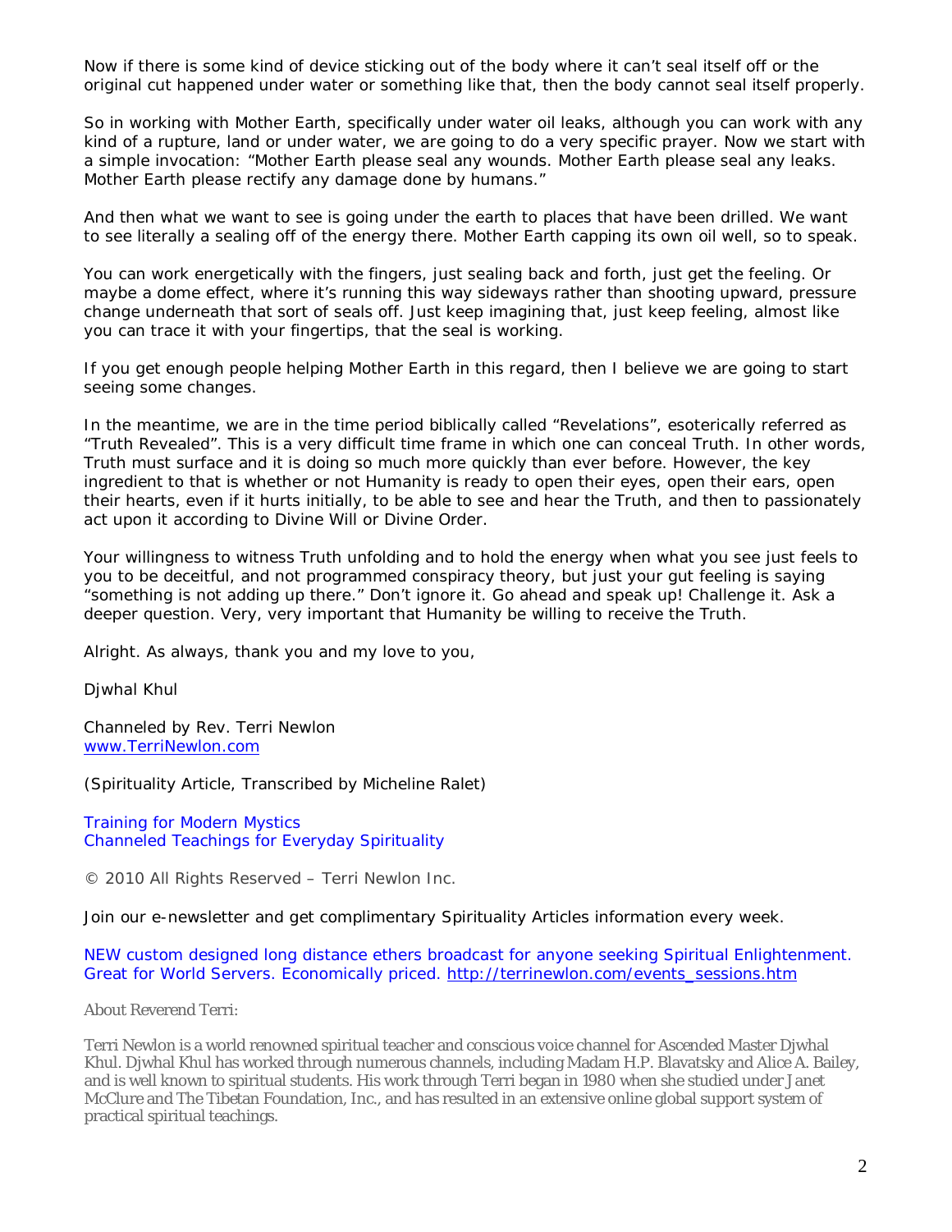Now if there is some kind of device sticking out of the body where it can't seal itself off or the original cut happened under water or something like that, then the body cannot seal itself properly.

So in working with Mother Earth, specifically under water oil leaks, although you can work with any kind of a rupture, land or under water, we are going to do a very specific prayer. Now we start with a simple invocation: "Mother Earth please seal any wounds. Mother Earth please seal any leaks. Mother Earth please rectify any damage done by humans."

And then what we want to see is going under the earth to places that have been drilled. We want to see literally a sealing off of the energy there. Mother Earth capping its own oil well, so to speak.

You can work energetically with the fingers, just sealing back and forth, just get the feeling. Or maybe a dome effect, where it's running this way sideways rather than shooting upward, pressure change underneath that sort of seals off. Just keep imagining that, just keep feeling, almost like you can trace it with your fingertips, that the seal is working.

If you get enough people helping Mother Earth in this regard, then I believe we are going to start seeing some changes.

In the meantime, we are in the time period biblically called "Revelations", esoterically referred as "Truth Revealed". This is a very difficult time frame in which one can conceal Truth. In other words, Truth must surface and it is doing so much more quickly than ever before. However, the key ingredient to that is whether or not Humanity is ready to open their eyes, open their ears, open their hearts, even if it hurts initially, to be able to see and hear the Truth, and then to passionately act upon it according to Divine Will or Divine Order.

Your willingness to witness Truth unfolding and to hold the energy when what you see just feels to you to be deceitful, and not programmed conspiracy theory, but just your gut feeling is saying "something is not adding up there." Don't ignore it. Go ahead and speak up! Challenge it. Ask a deeper question. Very, very important that Humanity be willing to receive the Truth.

Alright. As always, thank you and my love to you,

Djwhal Khul

Channeled by Rev. Terri Newlon
www.TerriNewlon.com

(Spirituality Article, Transcribed by Micheline Ralet)

Training for Modern Mystics
Channeled Teachings for Everyday Spirituality

© 2010 All Rights Reserved – Terri Newlon Inc.

Join our e-newsletter and get complimentary Spirituality Articles information every week.

NEW custom designed long distance ethers broadcast for anyone seeking Spiritual Enlightenment. Great for World Servers. Economically priced. http://terrinewlon.com/events_sessions.htm

About Reverend Terri:

Terri Newlon is a world renowned spiritual teacher and conscious voice channel for Ascended Master Djwhal Khul. Djwhal Khul has worked through numerous channels, including Madam H.P. Blavatsky and Alice A. Bailey, and is well known to spiritual students. His work through Terri began in 1980 when she studied under Janet McClure and The Tibetan Foundation, Inc., and has resulted in an extensive online global support system of practical spiritual teachings.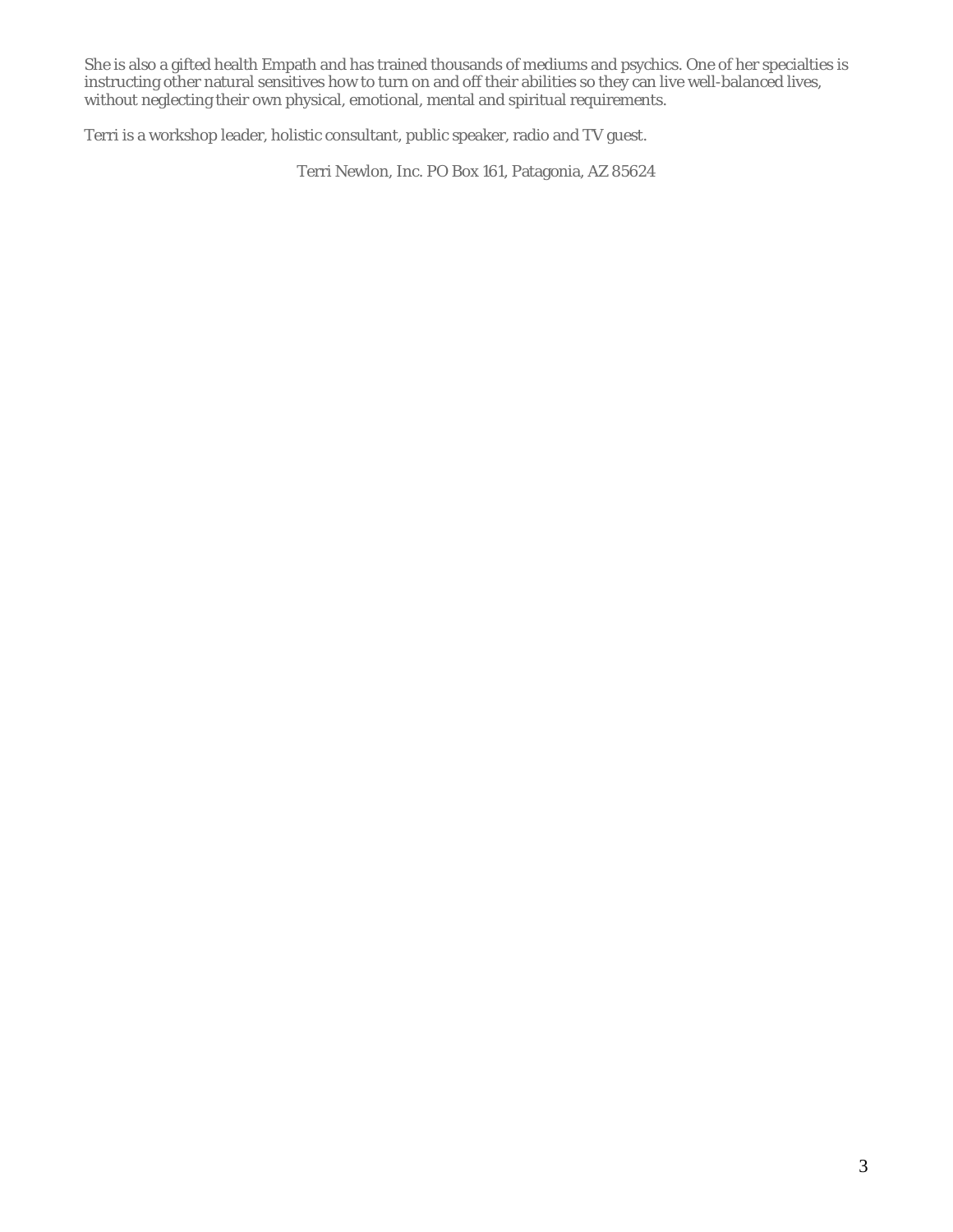She is also a gifted health Empath and has trained thousands of mediums and psychics. One of her specialties is instructing other natural sensitives how to turn on and off their abilities so they can live well-balanced lives, without neglecting their own physical, emotional, mental and spiritual requirements.

Terri is a workshop leader, holistic consultant, public speaker, radio and TV guest.

Terri Newlon, Inc. PO Box 161, Patagonia, AZ 85624